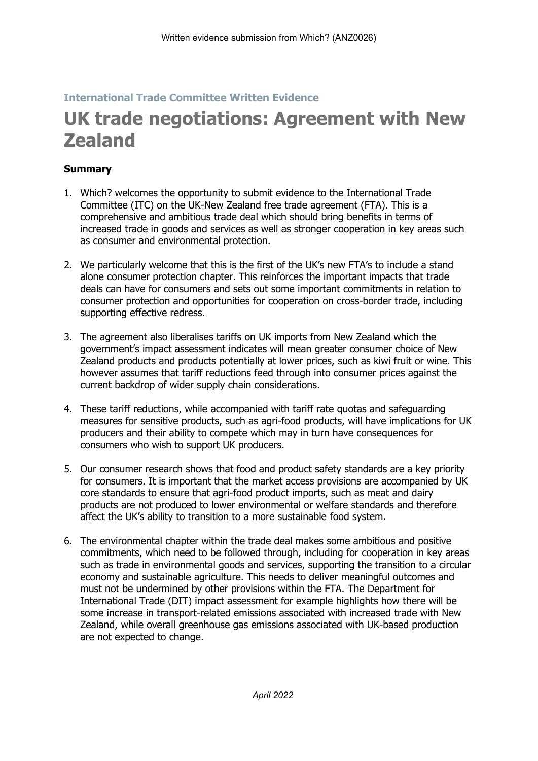Written evidence submission from Which? (ANZ0026)

**International Trade Committee Written Evidence**

# UK trade negotiations: Agreement with New Zealand

**Summary**

1. Which? welcomes the opportunity to submit evidence to the International Trade Committee (ITC) on the UK-New Zealand free trade agreement (FTA). This is a comprehensive and ambitious trade deal which should bring benefits in terms of increased trade in goods and services as well as stronger cooperation in key areas such as consumer and environmental protection.

2. We particularly welcome that this is the first of the UK's new FTA's to include a stand alone consumer protection chapter. This reinforces the important impacts that trade deals can have for consumers and sets out some important commitments in relation to consumer protection and opportunities for cooperation on cross-border trade, including supporting effective redress.

3. The agreement also liberalises tariffs on UK imports from New Zealand which the government's impact assessment indicates will mean greater consumer choice of New Zealand products and products potentially at lower prices, such as kiwi fruit or wine. This however assumes that tariff reductions feed through into consumer prices against the current backdrop of wider supply chain considerations.

4. These tariff reductions, while accompanied with tariff rate quotas and safeguarding measures for sensitive products, such as agri-food products, will have implications for UK producers and their ability to compete which may in turn have consequences for consumers who wish to support UK producers.

5. Our consumer research shows that food and product safety standards are a key priority for consumers. It is important that the market access provisions are accompanied by UK core standards to ensure that agri-food product imports, such as meat and dairy products are not produced to lower environmental or welfare standards and therefore affect the UK's ability to transition to a more sustainable food system.

6. The environmental chapter within the trade deal makes some ambitious and positive commitments, which need to be followed through, including for cooperation in key areas such as trade in environmental goods and services, supporting the transition to a circular economy and sustainable agriculture. This needs to deliver meaningful outcomes and must not be undermined by other provisions within the FTA. The Department for International Trade (DIT) impact assessment for example highlights how there will be some increase in transport-related emissions associated with increased trade with New Zealand, while overall greenhouse gas emissions associated with UK-based production are not expected to change.

*April 2022*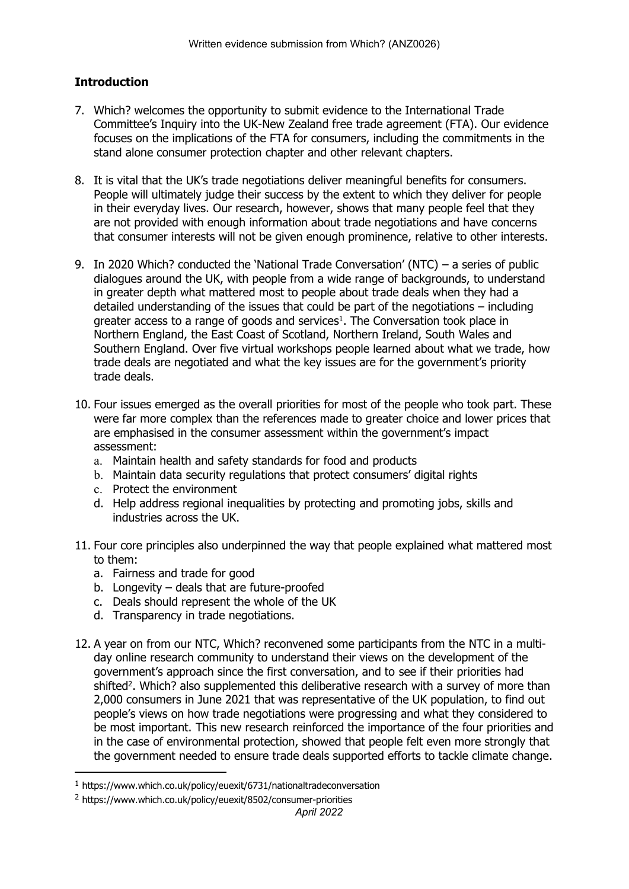## **Introduction**

7. Which? welcomes the opportunity to submit evidence to the International Trade Committee's Inquiry into the UK-New Zealand free trade agreement (FTA). Our evidence focuses on the implications of the FTA for consumers, including the commitments in the stand alone consumer protection chapter and other relevant chapters.

8. It is vital that the UK's trade negotiations deliver meaningful benefits for consumers. People will ultimately judge their success by the extent to which they deliver for people in their everyday lives. Our research, however, shows that many people feel that they are not provided with enough information about trade negotiations and have concerns that consumer interests will not be given enough prominence, relative to other interests.

9. In 2020 Which? conducted the 'National Trade Conversation' (NTC) – a series of public dialogues around the UK, with people from a wide range of backgrounds, to understand in greater depth what mattered most to people about trade deals when they had a detailed understanding of the issues that could be part of the negotiations – including greater access to a range of goods and services[1]. The Conversation took place in Northern England, the East Coast of Scotland, Northern Ireland, South Wales and Southern England. Over five virtual workshops people learned about what we trade, how trade deals are negotiated and what the key issues are for the government's priority trade deals.

10. Four issues emerged as the overall priorities for most of the people who took part. These were far more complex than the references made to greater choice and lower prices that are emphasised in the consumer assessment within the government's impact assessment:
    a. Maintain health and safety standards for food and products
    b. Maintain data security regulations that protect consumers' digital rights
    c. Protect the environment
    d. Help address regional inequalities by protecting and promoting jobs, skills and industries across the UK.

11. Four core principles also underpinned the way that people explained what mattered most to them:
    a. Fairness and trade for good
    b. Longevity – deals that are future-proofed
    c. Deals should represent the whole of the UK
    d. Transparency in trade negotiations.

12. A year on from our NTC, Which? reconvened some participants from the NTC in a multi-day online research community to understand their views on the development of the government's approach since the first conversation, and to see if their priorities had shifted[2]. Which? also supplemented this deliberative research with a survey of more than 2,000 consumers in June 2021 that was representative of the UK population, to find out people's views on how trade negotiations were progressing and what they considered to be most important. This new research reinforced the importance of the four priorities and in the case of environmental protection, showed that people felt even more strongly that the government needed to ensure trade deals supported efforts to tackle climate change.

---

[1] https://www.which.co.uk/policy/euexit/6731/nationaltradeconversation

[2] https://www.which.co.uk/policy/euexit/8502/consumer-priorities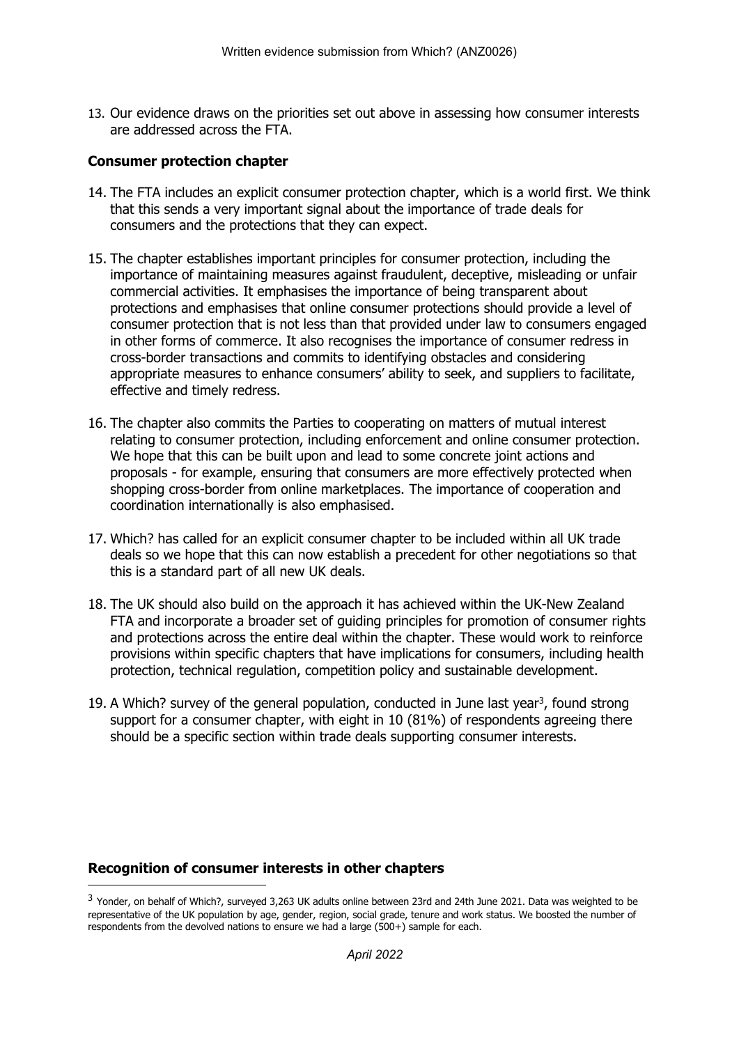13. Our evidence draws on the priorities set out above in assessing how consumer interests are addressed across the FTA.

**Consumer protection chapter**

14. The FTA includes an explicit consumer protection chapter, which is a world first. We think that this sends a very important signal about the importance of trade deals for consumers and the protections that they can expect.

15. The chapter establishes important principles for consumer protection, including the importance of maintaining measures against fraudulent, deceptive, misleading or unfair commercial activities. It emphasises the importance of being transparent about protections and emphasises that online consumer protections should provide a level of consumer protection that is not less than that provided under law to consumers engaged in other forms of commerce. It also recognises the importance of consumer redress in cross-border transactions and commits to identifying obstacles and considering appropriate measures to enhance consumers' ability to seek, and suppliers to facilitate, effective and timely redress.

16. The chapter also commits the Parties to cooperating on matters of mutual interest relating to consumer protection, including enforcement and online consumer protection. We hope that this can be built upon and lead to some concrete joint actions and proposals - for example, ensuring that consumers are more effectively protected when shopping cross-border from online marketplaces. The importance of cooperation and coordination internationally is also emphasised.

17. Which? has called for an explicit consumer chapter to be included within all UK trade deals so we hope that this can now establish a precedent for other negotiations so that this is a standard part of all new UK deals.

18. The UK should also build on the approach it has achieved within the UK-New Zealand FTA and incorporate a broader set of guiding principles for promotion of consumer rights and protections across the entire deal within the chapter. These would work to reinforce provisions within specific chapters that have implications for consumers, including health protection, technical regulation, competition policy and sustainable development.

19. A Which? survey of the general population, conducted in June last year[3], found strong support for a consumer chapter, with eight in 10 (81%) of respondents agreeing there should be a specific section within trade deals supporting consumer interests.

**Recognition of consumer interests in other chapters**

[3] Yonder, on behalf of Which?, surveyed 3,263 UK adults online between 23rd and 24th June 2021. Data was weighted to be representative of the UK population by age, gender, region, social grade, tenure and work status. We boosted the number of respondents from the devolved nations to ensure we had a large (500+) sample for each.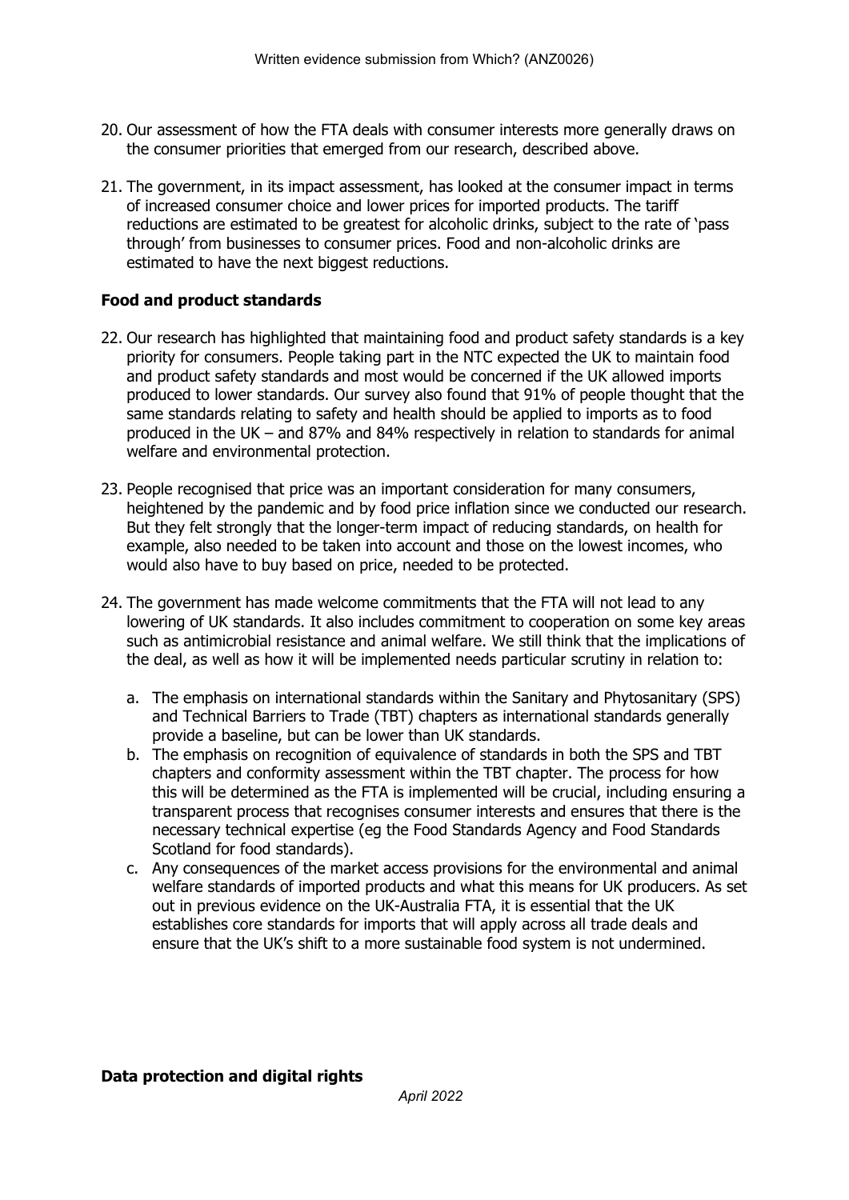20. Our assessment of how the FTA deals with consumer interests more generally draws on the consumer priorities that emerged from our research, described above.

21. The government, in its impact assessment, has looked at the consumer impact in terms of increased consumer choice and lower prices for imported products. The tariff reductions are estimated to be greatest for alcoholic drinks, subject to the rate of 'pass through' from businesses to consumer prices. Food and non-alcoholic drinks are estimated to have the next biggest reductions.

### Food and product standards

22. Our research has highlighted that maintaining food and product safety standards is a key priority for consumers. People taking part in the NTC expected the UK to maintain food and product safety standards and most would be concerned if the UK allowed imports produced to lower standards. Our survey also found that 91% of people thought that the same standards relating to safety and health should be applied to imports as to food produced in the UK – and 87% and 84% respectively in relation to standards for animal welfare and environmental protection.

23. People recognised that price was an important consideration for many consumers, heightened by the pandemic and by food price inflation since we conducted our research. But they felt strongly that the longer-term impact of reducing standards, on health for example, also needed to be taken into account and those on the lowest incomes, who would also have to buy based on price, needed to be protected.

24. The government has made welcome commitments that the FTA will not lead to any lowering of UK standards. It also includes commitment to cooperation on some key areas such as antimicrobial resistance and animal welfare. We still think that the implications of the deal, as well as how it will be implemented needs particular scrutiny in relation to:

    a. The emphasis on international standards within the Sanitary and Phytosanitary (SPS) and Technical Barriers to Trade (TBT) chapters as international standards generally provide a baseline, but can be lower than UK standards.
    b. The emphasis on recognition of equivalence of standards in both the SPS and TBT chapters and conformity assessment within the TBT chapter. The process for how this will be determined as the FTA is implemented will be crucial, including ensuring a transparent process that recognises consumer interests and ensures that there is the necessary technical expertise (eg the Food Standards Agency and Food Standards Scotland for food standards).
    c. Any consequences of the market access provisions for the environmental and animal welfare standards of imported products and what this means for UK producers. As set out in previous evidence on the UK-Australia FTA, it is essential that the UK establishes core standards for imports that will apply across all trade deals and ensure that the UK's shift to a more sustainable food system is not undermined.

### Data protection and digital rights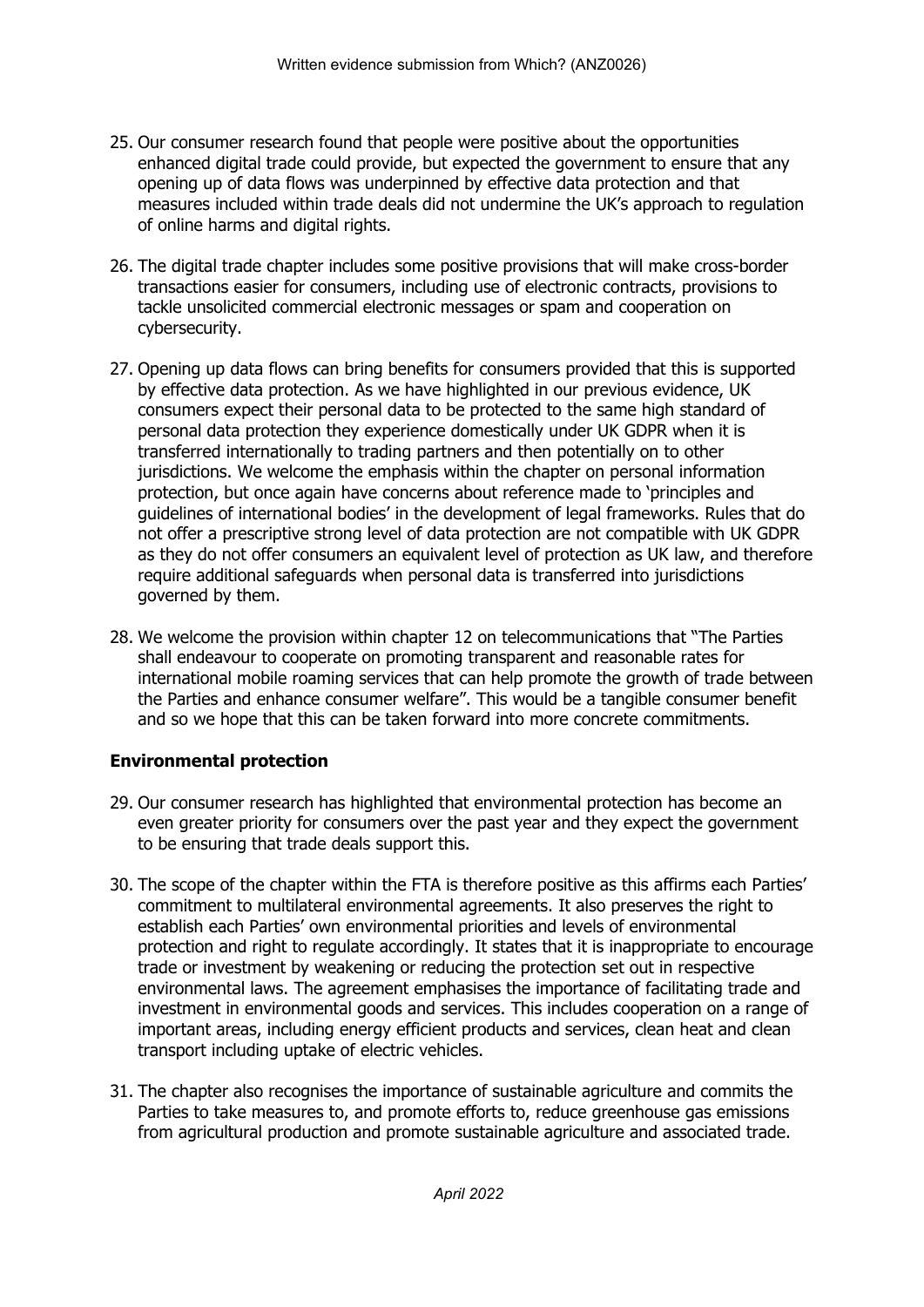25. Our consumer research found that people were positive about the opportunities enhanced digital trade could provide, but expected the government to ensure that any opening up of data flows was underpinned by effective data protection and that measures included within trade deals did not undermine the UK's approach to regulation of online harms and digital rights.

26. The digital trade chapter includes some positive provisions that will make cross-border transactions easier for consumers, including use of electronic contracts, provisions to tackle unsolicited commercial electronic messages or spam and cooperation on cybersecurity.

27. Opening up data flows can bring benefits for consumers provided that this is supported by effective data protection. As we have highlighted in our previous evidence, UK consumers expect their personal data to be protected to the same high standard of personal data protection they experience domestically under UK GDPR when it is transferred internationally to trading partners and then potentially on to other jurisdictions. We welcome the emphasis within the chapter on personal information protection, but once again have concerns about reference made to 'principles and guidelines of international bodies' in the development of legal frameworks. Rules that do not offer a prescriptive strong level of data protection are not compatible with UK GDPR as they do not offer consumers an equivalent level of protection as UK law, and therefore require additional safeguards when personal data is transferred into jurisdictions governed by them.

28. We welcome the provision within chapter 12 on telecommunications that "The Parties shall endeavour to cooperate on promoting transparent and reasonable rates for international mobile roaming services that can help promote the growth of trade between the Parties and enhance consumer welfare". This would be a tangible consumer benefit and so we hope that this can be taken forward into more concrete commitments.

## Environmental protection

29. Our consumer research has highlighted that environmental protection has become an even greater priority for consumers over the past year and they expect the government to be ensuring that trade deals support this.

30. The scope of the chapter within the FTA is therefore positive as this affirms each Parties' commitment to multilateral environmental agreements. It also preserves the right to establish each Parties' own environmental priorities and levels of environmental protection and right to regulate accordingly. It states that it is inappropriate to encourage trade or investment by weakening or reducing the protection set out in respective environmental laws. The agreement emphasises the importance of facilitating trade and investment in environmental goods and services. This includes cooperation on a range of important areas, including energy efficient products and services, clean heat and clean transport including uptake of electric vehicles.

31. The chapter also recognises the importance of sustainable agriculture and commits the Parties to take measures to, and promote efforts to, reduce greenhouse gas emissions from agricultural production and promote sustainable agriculture and associated trade.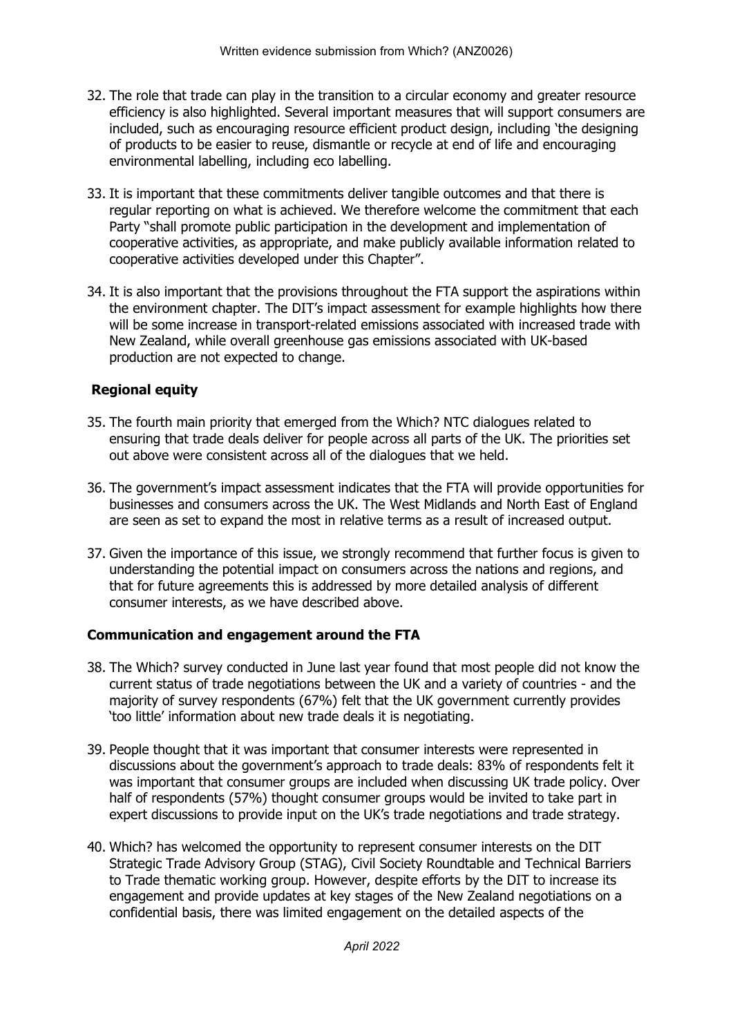32. The role that trade can play in the transition to a circular economy and greater resource efficiency is also highlighted. Several important measures that will support consumers are included, such as encouraging resource efficient product design, including 'the designing of products to be easier to reuse, dismantle or recycle at end of life and encouraging environmental labelling, including eco labelling.

33. It is important that these commitments deliver tangible outcomes and that there is regular reporting on what is achieved. We therefore welcome the commitment that each Party "shall promote public participation in the development and implementation of cooperative activities, as appropriate, and make publicly available information related to cooperative activities developed under this Chapter".

34. It is also important that the provisions throughout the FTA support the aspirations within the environment chapter. The DIT's impact assessment for example highlights how there will be some increase in transport-related emissions associated with increased trade with New Zealand, while overall greenhouse gas emissions associated with UK-based production are not expected to change.

**Regional equity**

35. The fourth main priority that emerged from the Which? NTC dialogues related to ensuring that trade deals deliver for people across all parts of the UK. The priorities set out above were consistent across all of the dialogues that we held.

36. The government's impact assessment indicates that the FTA will provide opportunities for businesses and consumers across the UK. The West Midlands and North East of England are seen as set to expand the most in relative terms as a result of increased output.

37. Given the importance of this issue, we strongly recommend that further focus is given to understanding the potential impact on consumers across the nations and regions, and that for future agreements this is addressed by more detailed analysis of different consumer interests, as we have described above.

**Communication and engagement around the FTA**

38. The Which? survey conducted in June last year found that most people did not know the current status of trade negotiations between the UK and a variety of countries - and the majority of survey respondents (67%) felt that the UK government currently provides 'too little' information about new trade deals it is negotiating.

39. People thought that it was important that consumer interests were represented in discussions about the government's approach to trade deals: 83% of respondents felt it was important that consumer groups are included when discussing UK trade policy. Over half of respondents (57%) thought consumer groups would be invited to take part in expert discussions to provide input on the UK's trade negotiations and trade strategy.

40. Which? has welcomed the opportunity to represent consumer interests on the DIT Strategic Trade Advisory Group (STAG), Civil Society Roundtable and Technical Barriers to Trade thematic working group. However, despite efforts by the DIT to increase its engagement and provide updates at key stages of the New Zealand negotiations on a confidential basis, there was limited engagement on the detailed aspects of the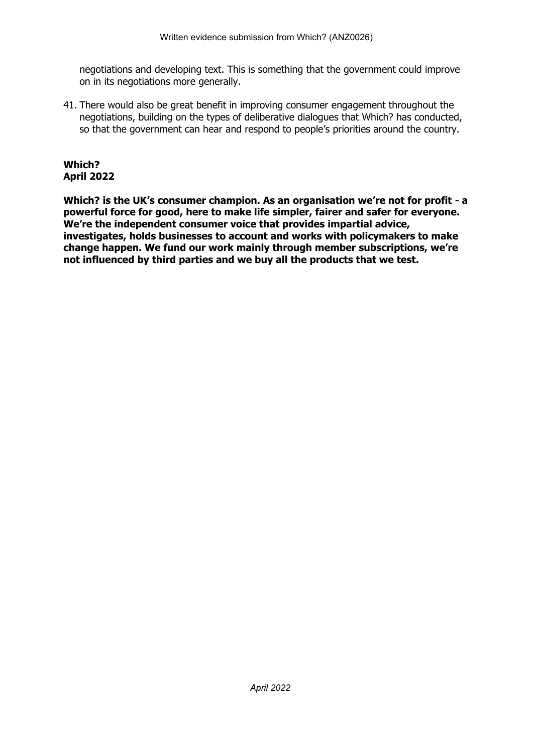negotiations and developing text. This is something that the government could improve on in its negotiations more generally.

41. There would also be great benefit in improving consumer engagement throughout the negotiations, building on the types of deliberative dialogues that Which? has conducted, so that the government can hear and respond to people's priorities around the country.

**Which?**
**April 2022**

**Which? is the UK's consumer champion. As an organisation we're not for profit - a powerful force for good, here to make life simpler, fairer and safer for everyone. We're the independent consumer voice that provides impartial advice, investigates, holds businesses to account and works with policymakers to make change happen. We fund our work mainly through member subscriptions, we're not influenced by third parties and we buy all the products that we test.**